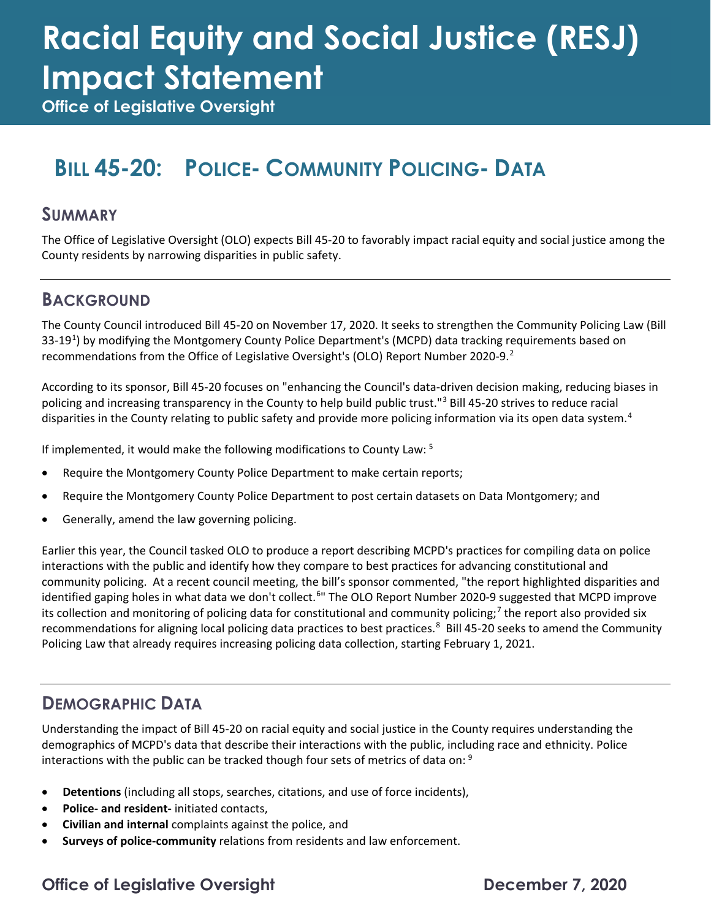# Racial Equity and Social Justice (RESJ) Impact Statement

**Office of Legislative Oversight**

## BILL 45-20: POLICE- COMMUNITY POLICING- DATA

### SUMMARY

The Office of Legislative Oversight (OLO) expects Bill 45-20 to favorably impact racial equity and social justice among the County residents by narrowing disparities in public safety.

### BACKGROUND

The County Council introduced Bill 45-20 on November 17, 2020. It seeks to strengthen the Community Policing Law (Bill 33-19[1]) by modifying the Montgomery County Police Department's (MCPD) data tracking requirements based on recommendations from the Office of Legislative Oversight's (OLO) Report Number 2020-9.[2]

According to its sponsor, Bill 45-20 focuses on "enhancing the Council's data-driven decision making, reducing biases in policing and increasing transparency in the County to help build public trust."[3] Bill 45-20 strives to reduce racial disparities in the County relating to public safety and provide more policing information via its open data system.[4]

If implemented, it would make the following modifications to County Law: [5]

- Require the Montgomery County Police Department to make certain reports;
- Require the Montgomery County Police Department to post certain datasets on Data Montgomery; and
- Generally, amend the law governing policing.

Earlier this year, the Council tasked OLO to produce a report describing MCPD's practices for compiling data on police interactions with the public and identify how they compare to best practices for advancing constitutional and community policing. At a recent council meeting, the bill's sponsor commented, "the report highlighted disparities and identified gaping holes in what data we don't collect.[6]" The OLO Report Number 2020-9 suggested that MCPD improve its collection and monitoring of policing data for constitutional and community policing;[7] the report also provided six recommendations for aligning local policing data practices to best practices.[8] Bill 45-20 seeks to amend the Community Policing Law that already requires increasing policing data collection, starting February 1, 2021.

### DEMOGRAPHIC DATA

Understanding the impact of Bill 45-20 on racial equity and social justice in the County requires understanding the demographics of MCPD's data that describe their interactions with the public, including race and ethnicity. Police interactions with the public can be tracked though four sets of metrics of data on: [9]

- **Detentions** (including all stops, searches, citations, and use of force incidents),
- **Police- and resident-** initiated contacts,
- **Civilian and internal** complaints against the police, and
- **Surveys of police-community** relations from residents and law enforcement.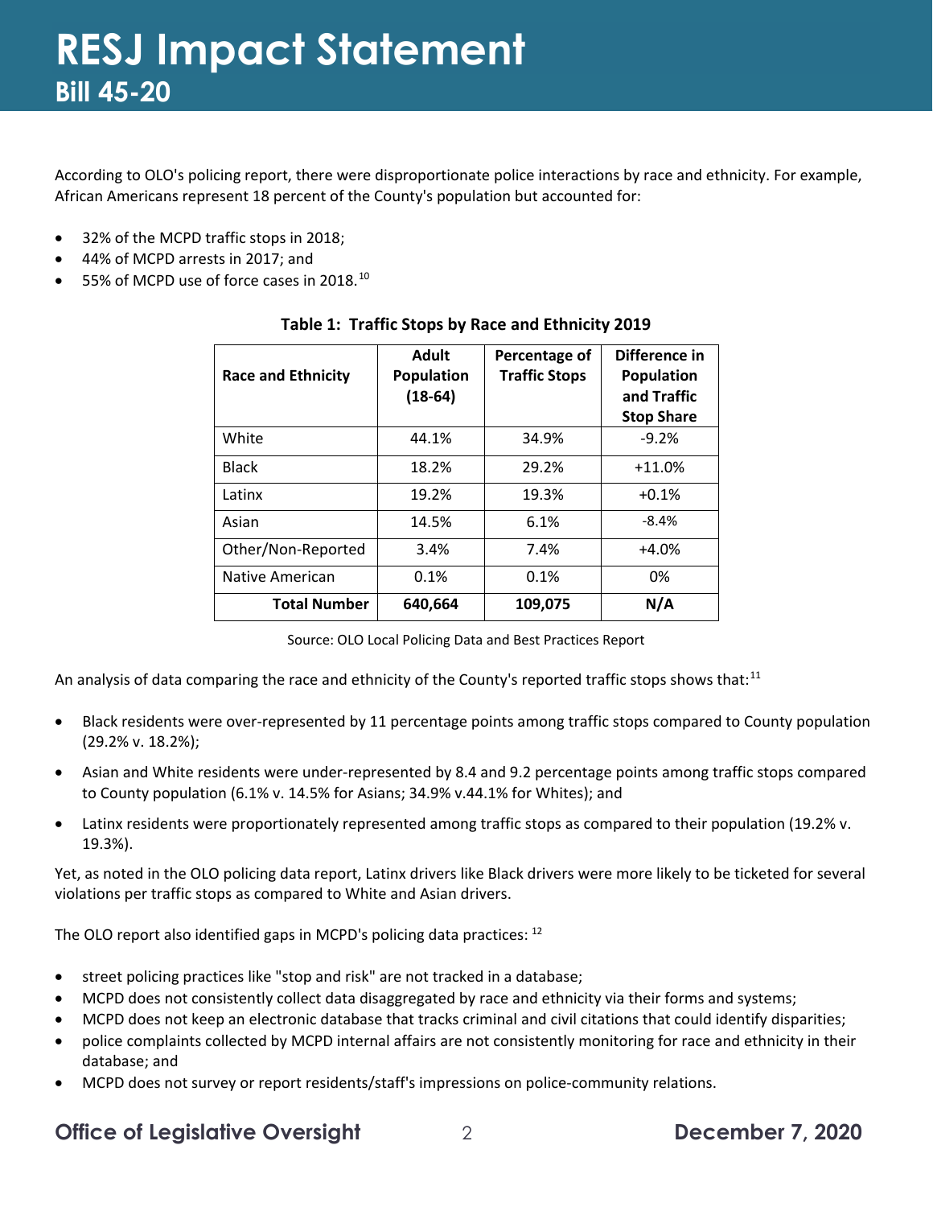According to OLO's policing report, there were disproportionate police interactions by race and ethnicity. For example, African Americans represent 18 percent of the County's population but accounted for:

- 32% of the MCPD traffic stops in 2018;
- 44% of MCPD arrests in 2017; and
- 55% of MCPD use of force cases in 2018.[10]

**Table 1: Traffic Stops by Race and Ethnicity 2019**

| Race and Ethnicity | Adult Population (18-64) | Percentage of Traffic Stops | Difference in Population and Traffic Stop Share |
|---|---|---|---|
| White | 44.1% | 34.9% | -9.2% |
| Black | 18.2% | 29.2% | +11.0% |
| Latinx | 19.2% | 19.3% | +0.1% |
| Asian | 14.5% | 6.1% | -8.4% |
| Other/Non-Reported | 3.4% | 7.4% | +4.0% |
| Native American | 0.1% | 0.1% | 0% |
| **Total Number** | **640,664** | **109,075** | **N/A** |

Source: OLO Local Policing Data and Best Practices Report

An analysis of data comparing the race and ethnicity of the County's reported traffic stops shows that:[11]

- Black residents were over-represented by 11 percentage points among traffic stops compared to County population (29.2% v. 18.2%);
- Asian and White residents were under-represented by 8.4 and 9.2 percentage points among traffic stops compared to County population (6.1% v. 14.5% for Asians; 34.9% v.44.1% for Whites); and
- Latinx residents were proportionately represented among traffic stops as compared to their population (19.2% v. 19.3%).

Yet, as noted in the OLO policing data report, Latinx drivers like Black drivers were more likely to be ticketed for several violations per traffic stops as compared to White and Asian drivers.

The OLO report also identified gaps in MCPD's policing data practices: [12]

- street policing practices like "stop and risk" are not tracked in a database;
- MCPD does not consistently collect data disaggregated by race and ethnicity via their forms and systems;
- MCPD does not keep an electronic database that tracks criminal and civil citations that could identify disparities;
- police complaints collected by MCPD internal affairs are not consistently monitoring for race and ethnicity in their database; and
- MCPD does not survey or report residents/staff's impressions on police-community relations.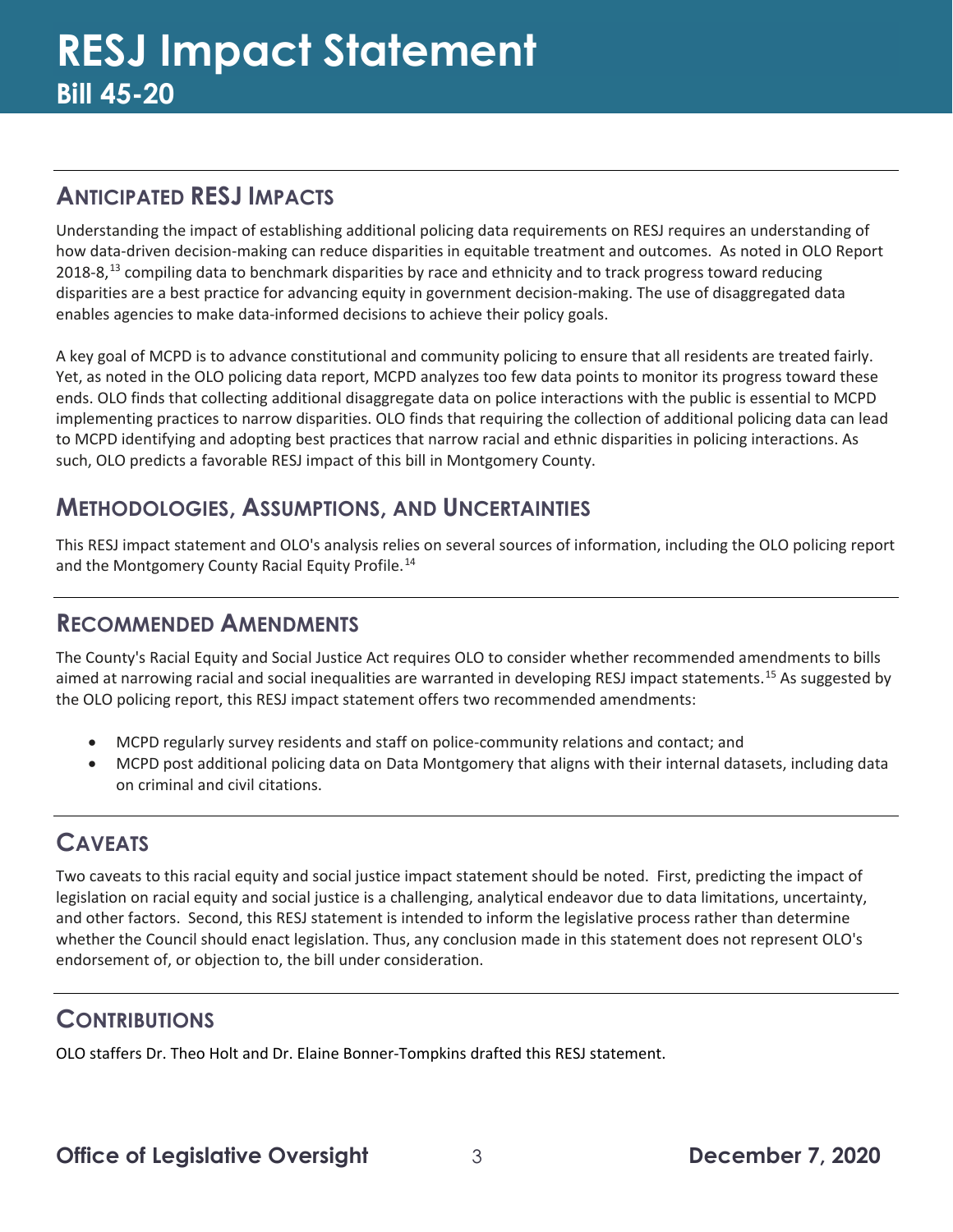## Anticipated RESJ Impacts

Understanding the impact of establishing additional policing data requirements on RESJ requires an understanding of how data-driven decision-making can reduce disparities in equitable treatment and outcomes. As noted in OLO Report 2018-8,[13] compiling data to benchmark disparities by race and ethnicity and to track progress toward reducing disparities are a best practice for advancing equity in government decision-making. The use of disaggregated data enables agencies to make data-informed decisions to achieve their policy goals.

A key goal of MCPD is to advance constitutional and community policing to ensure that all residents are treated fairly. Yet, as noted in the OLO policing data report, MCPD analyzes too few data points to monitor its progress toward these ends. OLO finds that collecting additional disaggregate data on police interactions with the public is essential to MCPD implementing practices to narrow disparities. OLO finds that requiring the collection of additional policing data can lead to MCPD identifying and adopting best practices that narrow racial and ethnic disparities in policing interactions. As such, OLO predicts a favorable RESJ impact of this bill in Montgomery County.

## Methodologies, Assumptions, and Uncertainties

This RESJ impact statement and OLO's analysis relies on several sources of information, including the OLO policing report and the Montgomery County Racial Equity Profile.[14]

## Recommended Amendments

The County's Racial Equity and Social Justice Act requires OLO to consider whether recommended amendments to bills aimed at narrowing racial and social inequalities are warranted in developing RESJ impact statements.[15] As suggested by the OLO policing report, this RESJ impact statement offers two recommended amendments:

- MCPD regularly survey residents and staff on police-community relations and contact; and
- MCPD post additional policing data on Data Montgomery that aligns with their internal datasets, including data on criminal and civil citations.

## Caveats

Two caveats to this racial equity and social justice impact statement should be noted. First, predicting the impact of legislation on racial equity and social justice is a challenging, analytical endeavor due to data limitations, uncertainty, and other factors. Second, this RESJ statement is intended to inform the legislative process rather than determine whether the Council should enact legislation. Thus, any conclusion made in this statement does not represent OLO's endorsement of, or objection to, the bill under consideration.

## Contributions

OLO staffers Dr. Theo Holt and Dr. Elaine Bonner-Tompkins drafted this RESJ statement.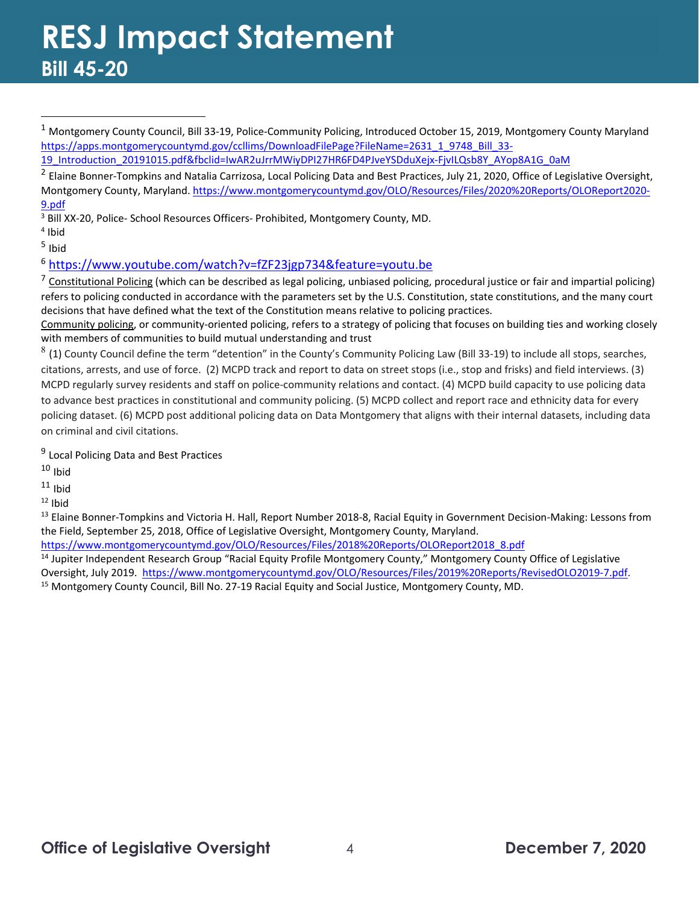[1] Montgomery County Council, Bill 33-19, Police-Community Policing, Introduced October 15, 2019, Montgomery County Maryland https://apps.montgomerycountymd.gov/ccllims/DownloadFilePage?FileName=2631_1_9748_Bill_33-19_Introduction_20191015.pdf&fbclid=IwAR2uJrrMWiyDPI27HR6FD4PJveYSDduXejx-FjvILQsb8Y_AYop8A1G_0aM

[2] Elaine Bonner-Tompkins and Natalia Carrizosa, Local Policing Data and Best Practices, July 21, 2020, Office of Legislative Oversight, Montgomery County, Maryland. https://www.montgomerycountymd.gov/OLO/Resources/Files/2020%20Reports/OLOReport2020-9.pdf

[3] Bill XX-20, Police- School Resources Officers- Prohibited, Montgomery County, MD.

[4] Ibid

[5] Ibid

[6] https://www.youtube.com/watch?v=fZF23jgp734&feature=youtu.be

[7] Constitutional Policing (which can be described as legal policing, unbiased policing, procedural justice or fair and impartial policing) refers to policing conducted in accordance with the parameters set by the U.S. Constitution, state constitutions, and the many court decisions that have defined what the text of the Constitution means relative to policing practices.
Community policing, or community-oriented policing, refers to a strategy of policing that focuses on building ties and working closely with members of communities to build mutual understanding and trust

[8] (1) County Council define the term "detention" in the County's Community Policing Law (Bill 33-19) to include all stops, searches, citations, arrests, and use of force. (2) MCPD track and report to data on street stops (i.e., stop and frisks) and field interviews. (3) MCPD regularly survey residents and staff on police-community relations and contact. (4) MCPD build capacity to use policing data to advance best practices in constitutional and community policing. (5) MCPD collect and report race and ethnicity data for every policing dataset. (6) MCPD post additional policing data on Data Montgomery that aligns with their internal datasets, including data on criminal and civil citations.

[9] Local Policing Data and Best Practices

[10] Ibid

[11] Ibid

[12] Ibid

[13] Elaine Bonner-Tompkins and Victoria H. Hall, Report Number 2018-8, Racial Equity in Government Decision-Making: Lessons from the Field, September 25, 2018, Office of Legislative Oversight, Montgomery County, Maryland. https://www.montgomerycountymd.gov/OLO/Resources/Files/2018%20Reports/OLOReport2018_8.pdf

[14] Jupiter Independent Research Group "Racial Equity Profile Montgomery County," Montgomery County Office of Legislative Oversight, July 2019. https://www.montgomerycountymd.gov/OLO/Resources/Files/2019%20Reports/RevisedOLO2019-7.pdf.

[15] Montgomery County Council, Bill No. 27-19 Racial Equity and Social Justice, Montgomery County, MD.